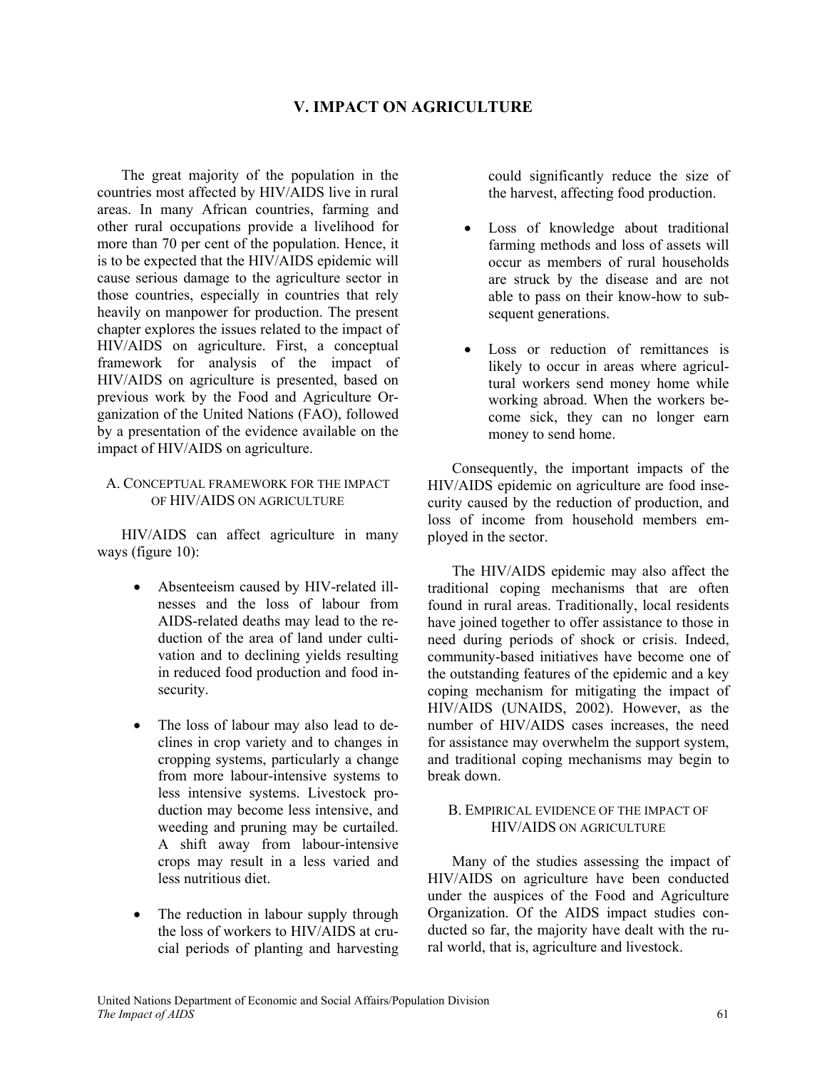# V. IMPACT ON AGRICULTURE

The great majority of the population in the countries most affected by HIV/AIDS live in rural areas. In many African countries, farming and other rural occupations provide a livelihood for more than 70 per cent of the population. Hence, it is to be expected that the HIV/AIDS epidemic will cause serious damage to the agriculture sector in those countries, especially in countries that rely heavily on manpower for production. The present chapter explores the issues related to the impact of HIV/AIDS on agriculture. First, a conceptual framework for analysis of the impact of HIV/AIDS on agriculture is presented, based on previous work by the Food and Agriculture Organization of the United Nations (FAO), followed by a presentation of the evidence available on the impact of HIV/AIDS on agriculture.

## A. Conceptual framework for the impact of HIV/AIDS on agriculture

HIV/AIDS can affect agriculture in many ways (figure 10):

- Absenteeism caused by HIV-related illnesses and the loss of labour from AIDS-related deaths may lead to the reduction of the area of land under cultivation and to declining yields resulting in reduced food production and food insecurity.
- The loss of labour may also lead to declines in crop variety and to changes in cropping systems, particularly a change from more labour-intensive systems to less intensive systems. Livestock production may become less intensive, and weeding and pruning may be curtailed. A shift away from labour-intensive crops may result in a less varied and less nutritious diet.
- The reduction in labour supply through the loss of workers to HIV/AIDS at crucial periods of planting and harvesting could significantly reduce the size of the harvest, affecting food production.
- Loss of knowledge about traditional farming methods and loss of assets will occur as members of rural households are struck by the disease and are not able to pass on their know-how to subsequent generations.
- Loss or reduction of remittances is likely to occur in areas where agricultural workers send money home while working abroad. When the workers become sick, they can no longer earn money to send home.

Consequently, the important impacts of the HIV/AIDS epidemic on agriculture are food insecurity caused by the reduction of production, and loss of income from household members employed in the sector.

The HIV/AIDS epidemic may also affect the traditional coping mechanisms that are often found in rural areas. Traditionally, local residents have joined together to offer assistance to those in need during periods of shock or crisis. Indeed, community-based initiatives have become one of the outstanding features of the epidemic and a key coping mechanism for mitigating the impact of HIV/AIDS (UNAIDS, 2002). However, as the number of HIV/AIDS cases increases, the need for assistance may overwhelm the support system, and traditional coping mechanisms may begin to break down.

## B. Empirical evidence of the impact of HIV/AIDS on agriculture

Many of the studies assessing the impact of HIV/AIDS on agriculture have been conducted under the auspices of the Food and Agriculture Organization. Of the AIDS impact studies conducted so far, the majority have dealt with the rural world, that is, agriculture and livestock.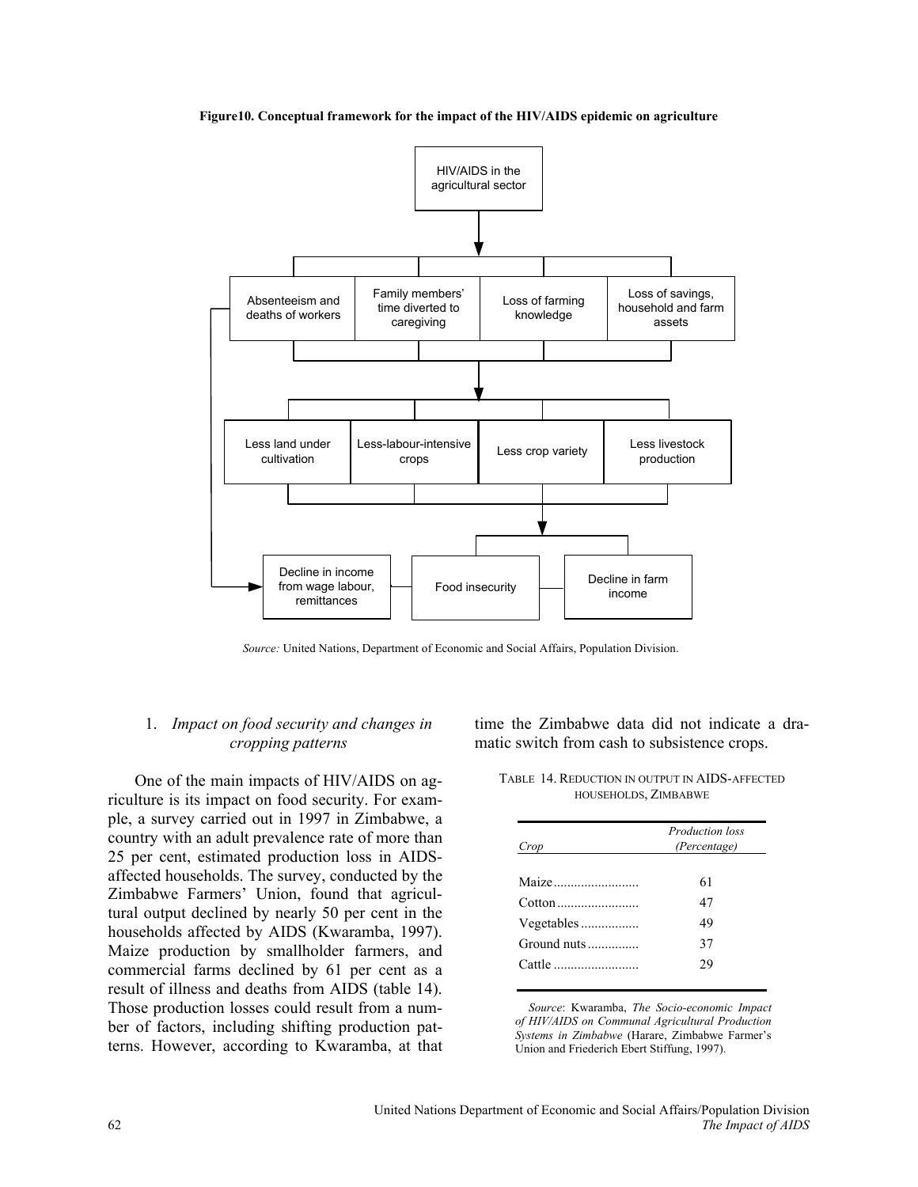**Figure10. Conceptual framework for the impact of the HIV/AIDS epidemic on agriculture**

HIV/AIDS in the agricultural sector

Absenteeism and deaths of workers | Family members' time diverted to caregiving | Loss of farming knowledge | Loss of savings, household and farm assets

Less land under cultivation | Less-labour-intensive crops | Less crop variety | Less livestock production

Decline in income from wage labour, remittances | Food insecurity | Decline in farm income

*Source:* United Nations, Department of Economic and Social Affairs, Population Division.

### 1. *Impact on food security and changes in cropping patterns*

One of the main impacts of HIV/AIDS on agriculture is its impact on food security. For example, a survey carried out in 1997 in Zimbabwe, a country with an adult prevalence rate of more than 25 per cent, estimated production loss in AIDS-affected households. The survey, conducted by the Zimbabwe Farmers' Union, found that agricultural output declined by nearly 50 per cent in the households affected by AIDS (Kwaramba, 1997). Maize production by smallholder farmers, and commercial farms declined by 61 per cent as a result of illness and deaths from AIDS (table 14). Those production losses could result from a number of factors, including shifting production patterns. However, according to Kwaramba, at that time the Zimbabwe data did not indicate a dramatic switch from cash to subsistence crops.

TABLE 14. REDUCTION IN OUTPUT IN AIDS-AFFECTED HOUSEHOLDS, ZIMBABWE

| *Crop* | *Production loss (Percentage)* |
|---|---|
| Maize | 61 |
| Cotton | 47 |
| Vegetables | 49 |
| Ground nuts | 37 |
| Cattle | 29 |

*Source*: Kwaramba, *The Socio-economic Impact of HIV/AIDS on Communal Agricultural Production Systems in Zimbabwe* (Harare, Zimbabwe Farmer's Union and Friederich Ebert Stiffung, 1997).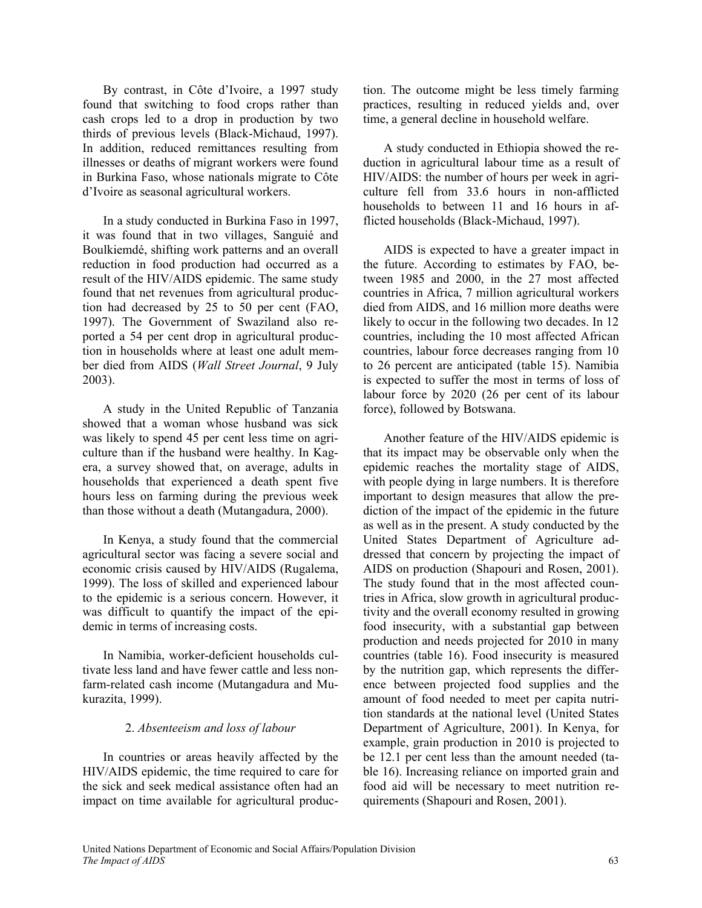By contrast, in Côte d'Ivoire, a 1997 study found that switching to food crops rather than cash crops led to a drop in production by two thirds of previous levels (Black-Michaud, 1997). In addition, reduced remittances resulting from illnesses or deaths of migrant workers were found in Burkina Faso, whose nationals migrate to Côte d'Ivoire as seasonal agricultural workers.

In a study conducted in Burkina Faso in 1997, it was found that in two villages, Sanguié and Boulkiemdé, shifting work patterns and an overall reduction in food production had occurred as a result of the HIV/AIDS epidemic. The same study found that net revenues from agricultural production had decreased by 25 to 50 per cent (FAO, 1997). The Government of Swaziland also reported a 54 per cent drop in agricultural production in households where at least one adult member died from AIDS (*Wall Street Journal*, 9 July 2003).

A study in the United Republic of Tanzania showed that a woman whose husband was sick was likely to spend 45 per cent less time on agriculture than if the husband were healthy. In Kagera, a survey showed that, on average, adults in households that experienced a death spent five hours less on farming during the previous week than those without a death (Mutangadura, 2000).

In Kenya, a study found that the commercial agricultural sector was facing a severe social and economic crisis caused by HIV/AIDS (Rugalema, 1999). The loss of skilled and experienced labour to the epidemic is a serious concern. However, it was difficult to quantify the impact of the epidemic in terms of increasing costs.

In Namibia, worker-deficient households cultivate less land and have fewer cattle and less non-farm-related cash income (Mutangadura and Mukurazita, 1999).

### 2. *Absenteeism and loss of labour*

In countries or areas heavily affected by the HIV/AIDS epidemic, the time required to care for the sick and seek medical assistance often had an impact on time available for agricultural production. The outcome might be less timely farming practices, resulting in reduced yields and, over time, a general decline in household welfare.

A study conducted in Ethiopia showed the reduction in agricultural labour time as a result of HIV/AIDS: the number of hours per week in agriculture fell from 33.6 hours in non-afflicted households to between 11 and 16 hours in afflicted households (Black-Michaud, 1997).

AIDS is expected to have a greater impact in the future. According to estimates by FAO, between 1985 and 2000, in the 27 most affected countries in Africa, 7 million agricultural workers died from AIDS, and 16 million more deaths were likely to occur in the following two decades. In 12 countries, including the 10 most affected African countries, labour force decreases ranging from 10 to 26 percent are anticipated (table 15). Namibia is expected to suffer the most in terms of loss of labour force by 2020 (26 per cent of its labour force), followed by Botswana.

Another feature of the HIV/AIDS epidemic is that its impact may be observable only when the epidemic reaches the mortality stage of AIDS, with people dying in large numbers. It is therefore important to design measures that allow the prediction of the impact of the epidemic in the future as well as in the present. A study conducted by the United States Department of Agriculture addressed that concern by projecting the impact of AIDS on production (Shapouri and Rosen, 2001). The study found that in the most affected countries in Africa, slow growth in agricultural productivity and the overall economy resulted in growing food insecurity, with a substantial gap between production and needs projected for 2010 in many countries (table 16). Food insecurity is measured by the nutrition gap, which represents the difference between projected food supplies and the amount of food needed to meet per capita nutrition standards at the national level (United States Department of Agriculture, 2001). In Kenya, for example, grain production in 2010 is projected to be 12.1 per cent less than the amount needed (table 16). Increasing reliance on imported grain and food aid will be necessary to meet nutrition requirements (Shapouri and Rosen, 2001).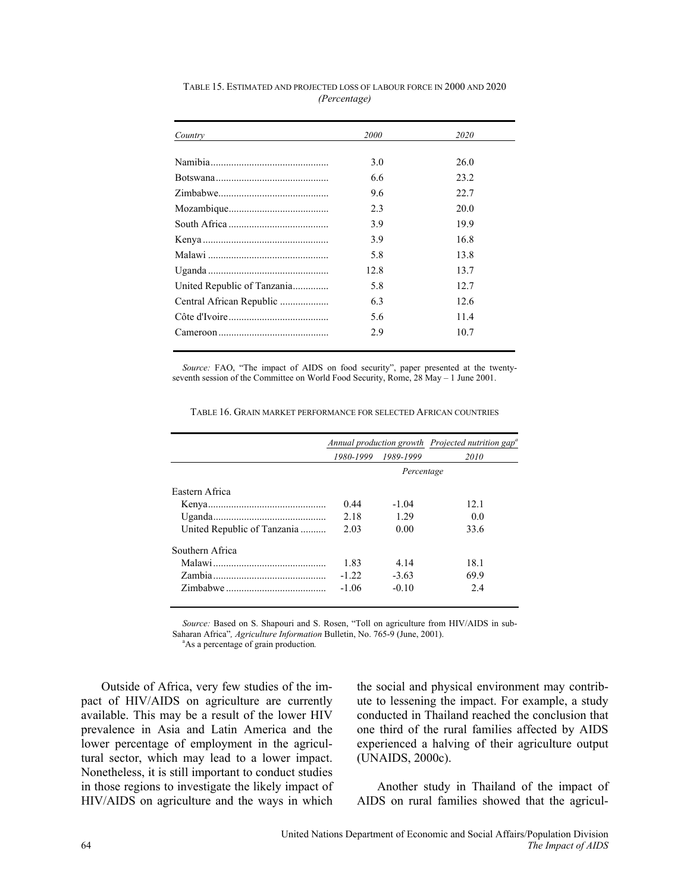TABLE 15. ESTIMATED AND PROJECTED LOSS OF LABOUR FORCE IN 2000 AND 2020
*(Percentage)*

| *Country* | *2000* | *2020* |
|---|---|---|
| Namibia | 3.0 | 26.0 |
| Botswana | 6.6 | 23.2 |
| Zimbabwe | 9.6 | 22.7 |
| Mozambique | 2.3 | 20.0 |
| South Africa | 3.9 | 19.9 |
| Kenya | 3.9 | 16.8 |
| Malawi | 5.8 | 13.8 |
| Uganda | 12.8 | 13.7 |
| United Republic of Tanzania | 5.8 | 12.7 |
| Central African Republic | 6.3 | 12.6 |
| Côte d'Ivoire | 5.6 | 11.4 |
| Cameroon | 2.9 | 10.7 |

*Source:* FAO, "The impact of AIDS on food security", paper presented at the twenty-seventh session of the Committee on World Food Security, Rome, 28 May – 1 June 2001.

TABLE 16. GRAIN MARKET PERFORMANCE FOR SELECTED AFRICAN COUNTRIES

| | *Annual production growth* | | *Projected nutrition gap*[a] |
|---|---|---|---|
| | *1980-1999* | *1989-1999* | *2010* |
| | | *Percentage* | |
| Eastern Africa | | | |
| Kenya | 0.44 | -1.04 | 12.1 |
| Uganda | 2.18 | 1.29 | 0.0 |
| United Republic of Tanzania | 2.03 | 0.00 | 33.6 |
| Southern Africa | | | |
| Malawi | 1.83 | 4.14 | 18.1 |
| Zambia | -1.22 | -3.63 | 69.9 |
| Zimbabwe | -1.06 | -0.10 | 2.4 |

*Source:* Based on S. Shapouri and S. Rosen, "Toll on agriculture from HIV/AIDS in sub-Saharan Africa", *Agriculture Information* Bulletin, No. 765-9 (June, 2001).
[a]As a percentage of grain production.

Outside of Africa, very few studies of the impact of HIV/AIDS on agriculture are currently available. This may be a result of the lower HIV prevalence in Asia and Latin America and the lower percentage of employment in the agricultural sector, which may lead to a lower impact. Nonetheless, it is still important to conduct studies in those regions to investigate the likely impact of HIV/AIDS on agriculture and the ways in which the social and physical environment may contribute to lessening the impact. For example, a study conducted in Thailand reached the conclusion that one third of the rural families affected by AIDS experienced a halving of their agriculture output (UNAIDS, 2000c).

Another study in Thailand of the impact of AIDS on rural families showed that the agricul-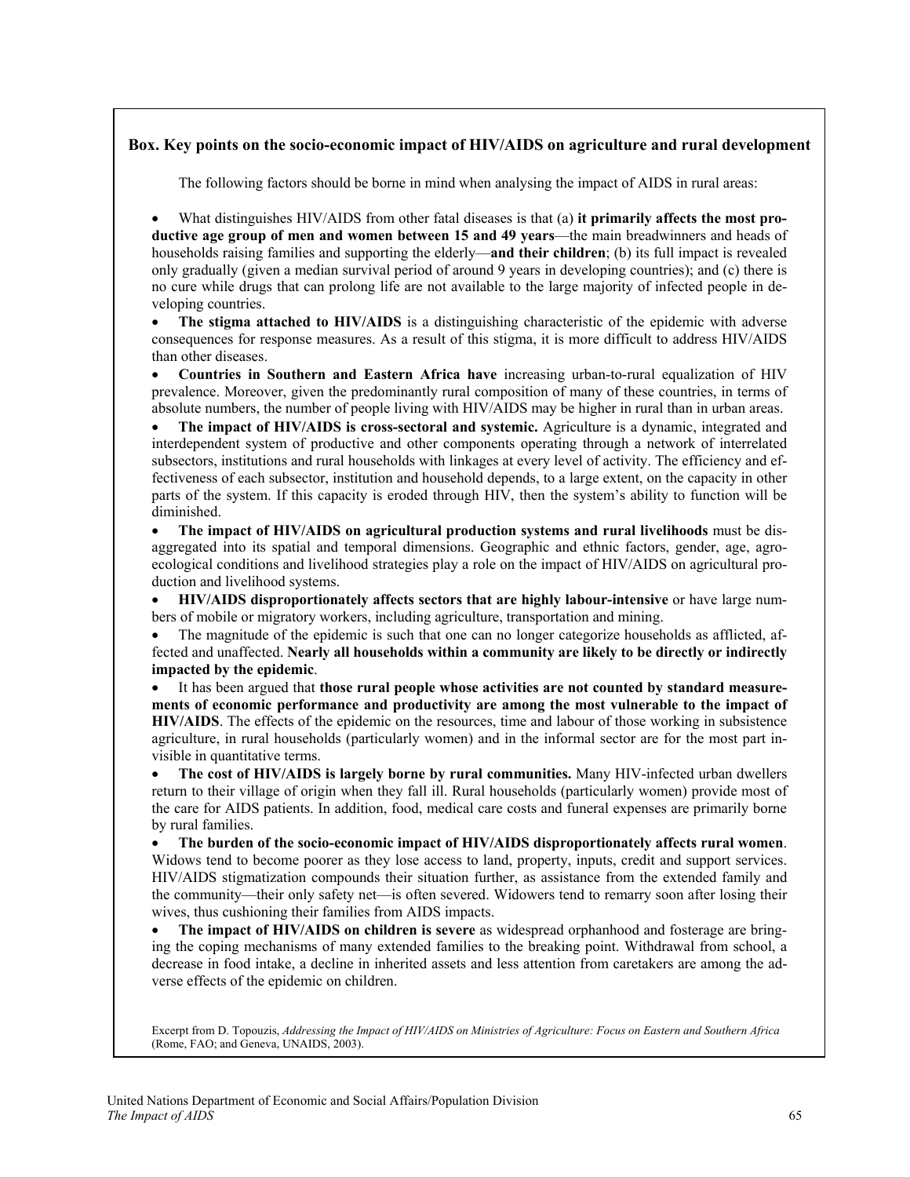**Box. Key points on the socio-economic impact of HIV/AIDS on agriculture and rural development**

The following factors should be borne in mind when analysing the impact of AIDS in rural areas:

- What distinguishes HIV/AIDS from other fatal diseases is that (a) **it primarily affects the most productive age group of men and women between 15 and 49 years**—the main breadwinners and heads of households raising families and supporting the elderly—**and their children**; (b) its full impact is revealed only gradually (given a median survival period of around 9 years in developing countries); and (c) there is no cure while drugs that can prolong life are not available to the large majority of infected people in developing countries.
- **The stigma attached to HIV/AIDS** is a distinguishing characteristic of the epidemic with adverse consequences for response measures. As a result of this stigma, it is more difficult to address HIV/AIDS than other diseases.
- **Countries in Southern and Eastern Africa have** increasing urban-to-rural equalization of HIV prevalence. Moreover, given the predominantly rural composition of many of these countries, in terms of absolute numbers, the number of people living with HIV/AIDS may be higher in rural than in urban areas.
- **The impact of HIV/AIDS is cross-sectoral and systemic.** Agriculture is a dynamic, integrated and interdependent system of productive and other components operating through a network of interrelated subsectors, institutions and rural households with linkages at every level of activity. The efficiency and effectiveness of each subsector, institution and household depends, to a large extent, on the capacity in other parts of the system. If this capacity is eroded through HIV, then the system's ability to function will be diminished.
- **The impact of HIV/AIDS on agricultural production systems and rural livelihoods** must be disaggregated into its spatial and temporal dimensions. Geographic and ethnic factors, gender, age, agro-ecological conditions and livelihood strategies play a role on the impact of HIV/AIDS on agricultural production and livelihood systems.
- **HIV/AIDS disproportionately affects sectors that are highly labour-intensive** or have large numbers of mobile or migratory workers, including agriculture, transportation and mining.
- The magnitude of the epidemic is such that one can no longer categorize households as afflicted, affected and unaffected. **Nearly all households within a community are likely to be directly or indirectly impacted by the epidemic**.
- It has been argued that **those rural people whose activities are not counted by standard measurements of economic performance and productivity are among the most vulnerable to the impact of HIV/AIDS**. The effects of the epidemic on the resources, time and labour of those working in subsistence agriculture, in rural households (particularly women) and in the informal sector are for the most part invisible in quantitative terms.
- **The cost of HIV/AIDS is largely borne by rural communities.** Many HIV-infected urban dwellers return to their village of origin when they fall ill. Rural households (particularly women) provide most of the care for AIDS patients. In addition, food, medical care costs and funeral expenses are primarily borne by rural families.
- **The burden of the socio-economic impact of HIV/AIDS disproportionately affects rural women**. Widows tend to become poorer as they lose access to land, property, inputs, credit and support services. HIV/AIDS stigmatization compounds their situation further, as assistance from the extended family and the community—their only safety net—is often severed. Widowers tend to remarry soon after losing their wives, thus cushioning their families from AIDS impacts.
- **The impact of HIV/AIDS on children is severe** as widespread orphanhood and fosterage are bringing the coping mechanisms of many extended families to the breaking point. Withdrawal from school, a decrease in food intake, a decline in inherited assets and less attention from caretakers are among the adverse effects of the epidemic on children.

Excerpt from D. Topouzis, *Addressing the Impact of HIV/AIDS on Ministries of Agriculture: Focus on Eastern and Southern Africa* (Rome, FAO; and Geneva, UNAIDS, 2003).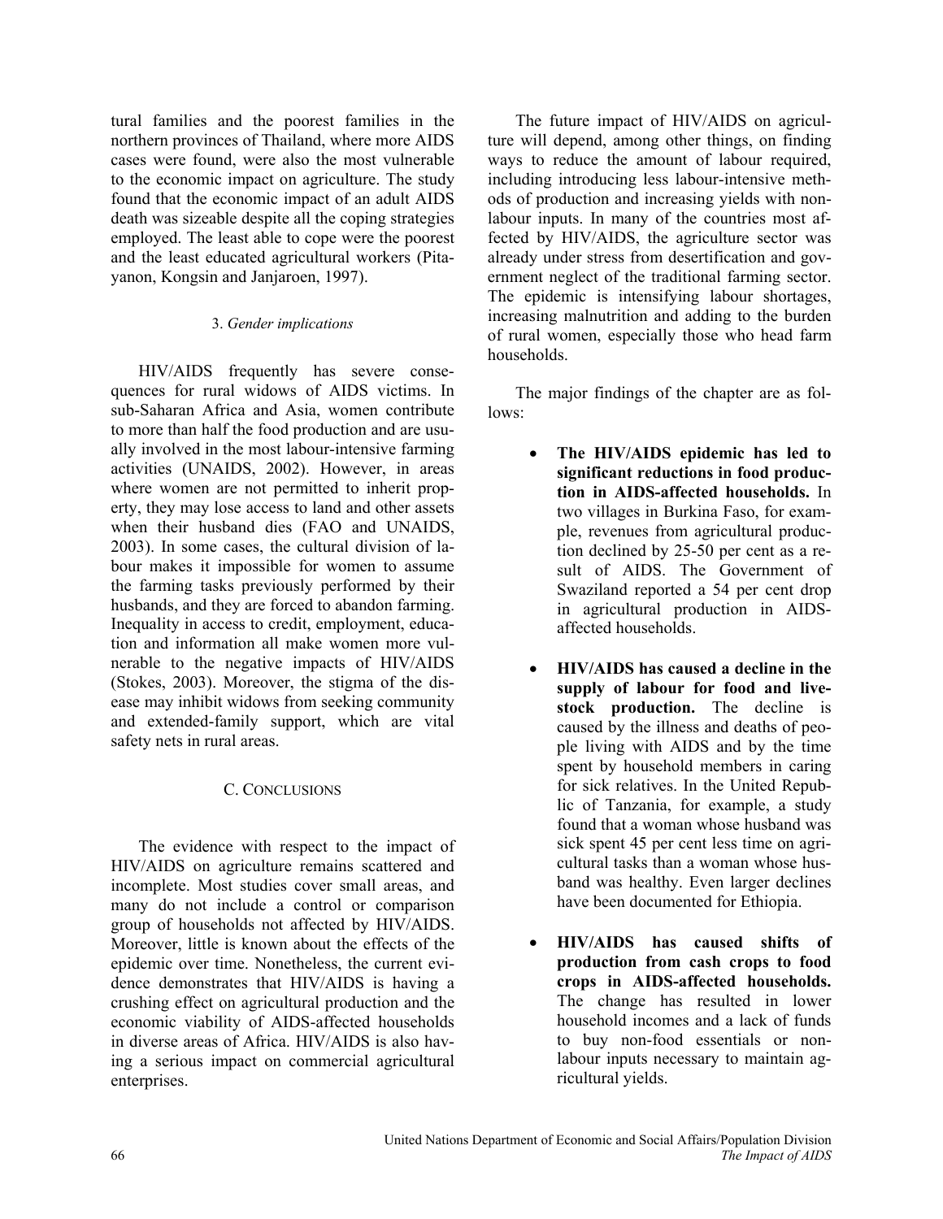tural families and the poorest families in the northern provinces of Thailand, where more AIDS cases were found, were also the most vulnerable to the economic impact on agriculture. The study found that the economic impact of an adult AIDS death was sizeable despite all the coping strategies employed. The least able to cope were the poorest and the least educated agricultural workers (Pitayanon, Kongsin and Janjaroen, 1997).

### 3. *Gender implications*

HIV/AIDS frequently has severe consequences for rural widows of AIDS victims. In sub-Saharan Africa and Asia, women contribute to more than half the food production and are usually involved in the most labour-intensive farming activities (UNAIDS, 2002). However, in areas where women are not permitted to inherit property, they may lose access to land and other assets when their husband dies (FAO and UNAIDS, 2003). In some cases, the cultural division of labour makes it impossible for women to assume the farming tasks previously performed by their husbands, and they are forced to abandon farming. Inequality in access to credit, employment, education and information all make women more vulnerable to the negative impacts of HIV/AIDS (Stokes, 2003). Moreover, the stigma of the disease may inhibit widows from seeking community and extended-family support, which are vital safety nets in rural areas.

## C. Conclusions

The evidence with respect to the impact of HIV/AIDS on agriculture remains scattered and incomplete. Most studies cover small areas, and many do not include a control or comparison group of households not affected by HIV/AIDS. Moreover, little is known about the effects of the epidemic over time. Nonetheless, the current evidence demonstrates that HIV/AIDS is having a crushing effect on agricultural production and the economic viability of AIDS-affected households in diverse areas of Africa. HIV/AIDS is also having a serious impact on commercial agricultural enterprises.

The future impact of HIV/AIDS on agriculture will depend, among other things, on finding ways to reduce the amount of labour required, including introducing less labour-intensive methods of production and increasing yields with non-labour inputs. In many of the countries most affected by HIV/AIDS, the agriculture sector was already under stress from desertification and government neglect of the traditional farming sector. The epidemic is intensifying labour shortages, increasing malnutrition and adding to the burden of rural women, especially those who head farm households.

The major findings of the chapter are as follows:

- **The HIV/AIDS epidemic has led to significant reductions in food production in AIDS-affected households.** In two villages in Burkina Faso, for example, revenues from agricultural production declined by 25-50 per cent as a result of AIDS. The Government of Swaziland reported a 54 per cent drop in agricultural production in AIDS-affected households.

- **HIV/AIDS has caused a decline in the supply of labour for food and livestock production.** The decline is caused by the illness and deaths of people living with AIDS and by the time spent by household members in caring for sick relatives. In the United Republic of Tanzania, for example, a study found that a woman whose husband was sick spent 45 per cent less time on agricultural tasks than a woman whose husband was healthy. Even larger declines have been documented for Ethiopia.

- **HIV/AIDS has caused shifts of production from cash crops to food crops in AIDS-affected households.** The change has resulted in lower household incomes and a lack of funds to buy non-food essentials or non-labour inputs necessary to maintain agricultural yields.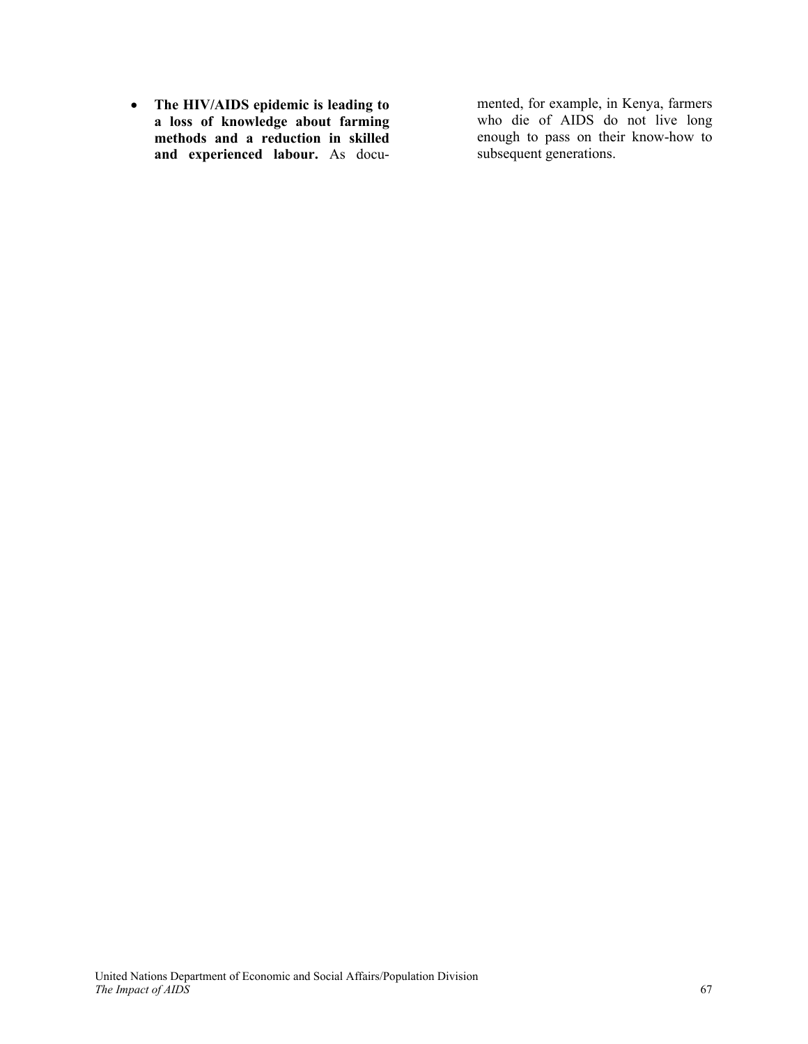- **The HIV/AIDS epidemic is leading to a loss of knowledge about farming methods and a reduction in skilled and experienced labour.** As documented, for example, in Kenya, farmers who die of AIDS do not live long enough to pass on their know-how to subsequent generations.